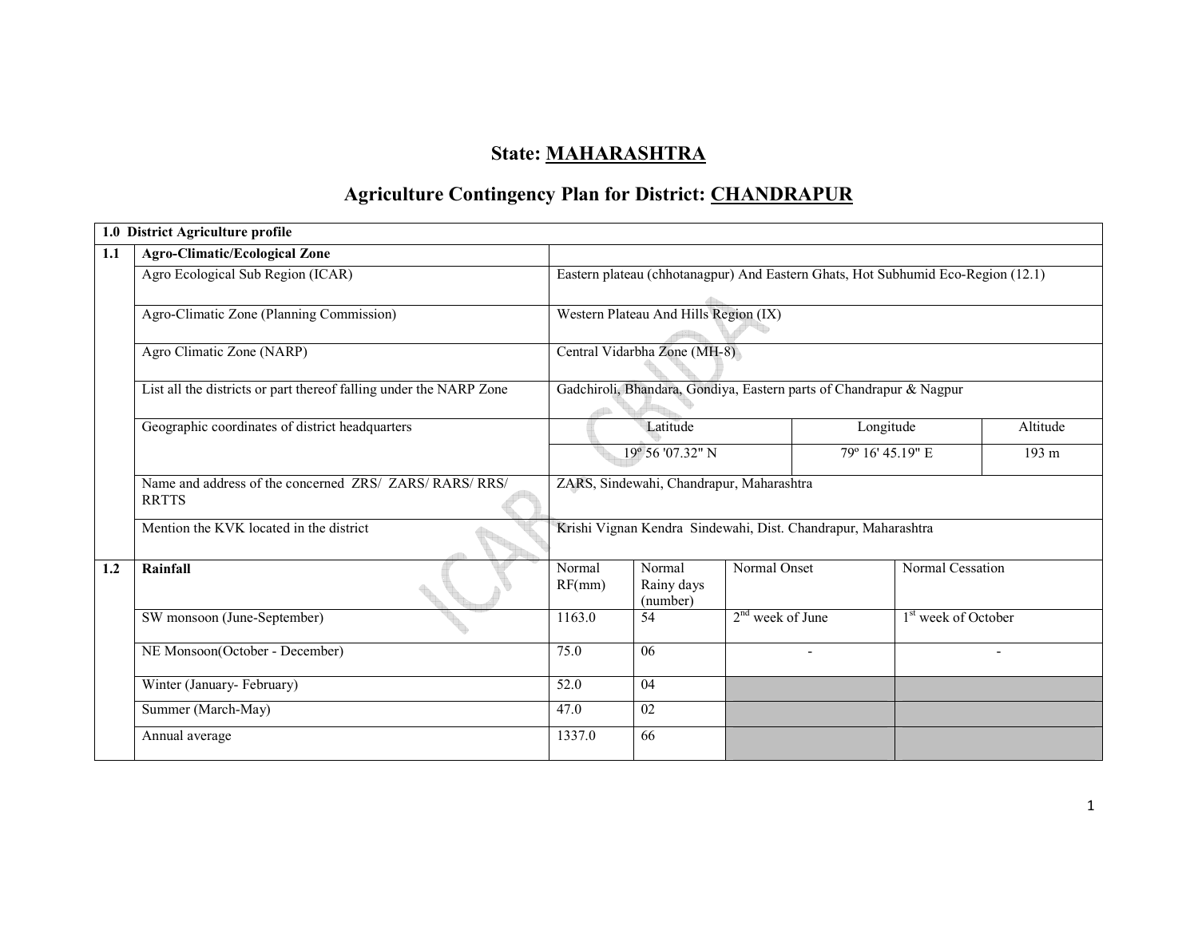# State: MAHARASHTRA

## Agriculture Contingency Plan for District: CHANDRAPUR

| 1.0 District Agriculture profile | | | | | |
|---|---|---|---|---|---|
| 1.1 | **Agro-Climatic/Ecological Zone** | | | | |
| | Agro Ecological Sub Region (ICAR) | Eastern plateau (chhotanagpur) And Eastern Ghats, Hot Subhumid Eco-Region (12.1) | | | |
| | Agro-Climatic Zone (Planning Commission) | Western Plateau And Hills Region (IX) | | | |
| | Agro Climatic Zone (NARP) | Central Vidarbha Zone (MH-8) | | | |
| | List all the districts or part thereof falling under the NARP Zone | Gadchiroli, Bhandara, Gondiya, Eastern parts of Chandrapur & Nagpur | | | |
| | Geographic coordinates of district headquarters | Latitude | | Longitude | Altitude |
| | | 19º 56 '07.32" N | | 79º 16' 45.19" E | 193 m |
| | Name and address of the concerned ZRS/ ZARS/ RARS/ RRS/ RRTTS | ZARS, Sindewahi, Chandrapur, Maharashtra | | | |
| | Mention the KVK located in the district | Krishi Vignan Kendra Sindewahi, Dist. Chandrapur, Maharashtra | | | |
| 1.2 | **Rainfall** | Normal RF(mm) | Normal Rainy days (number) | Normal Onset | Normal Cessation |
| | SW monsoon (June-September) | 1163.0 | 54 | 2nd week of June | 1st week of October |
| | NE Monsoon(October - December) | 75.0 | 06 | - | - |
| | Winter (January- February) | 52.0 | 04 | | |
| | Summer (March-May) | 47.0 | 02 | | |
| | Annual average | 1337.0 | 66 | | |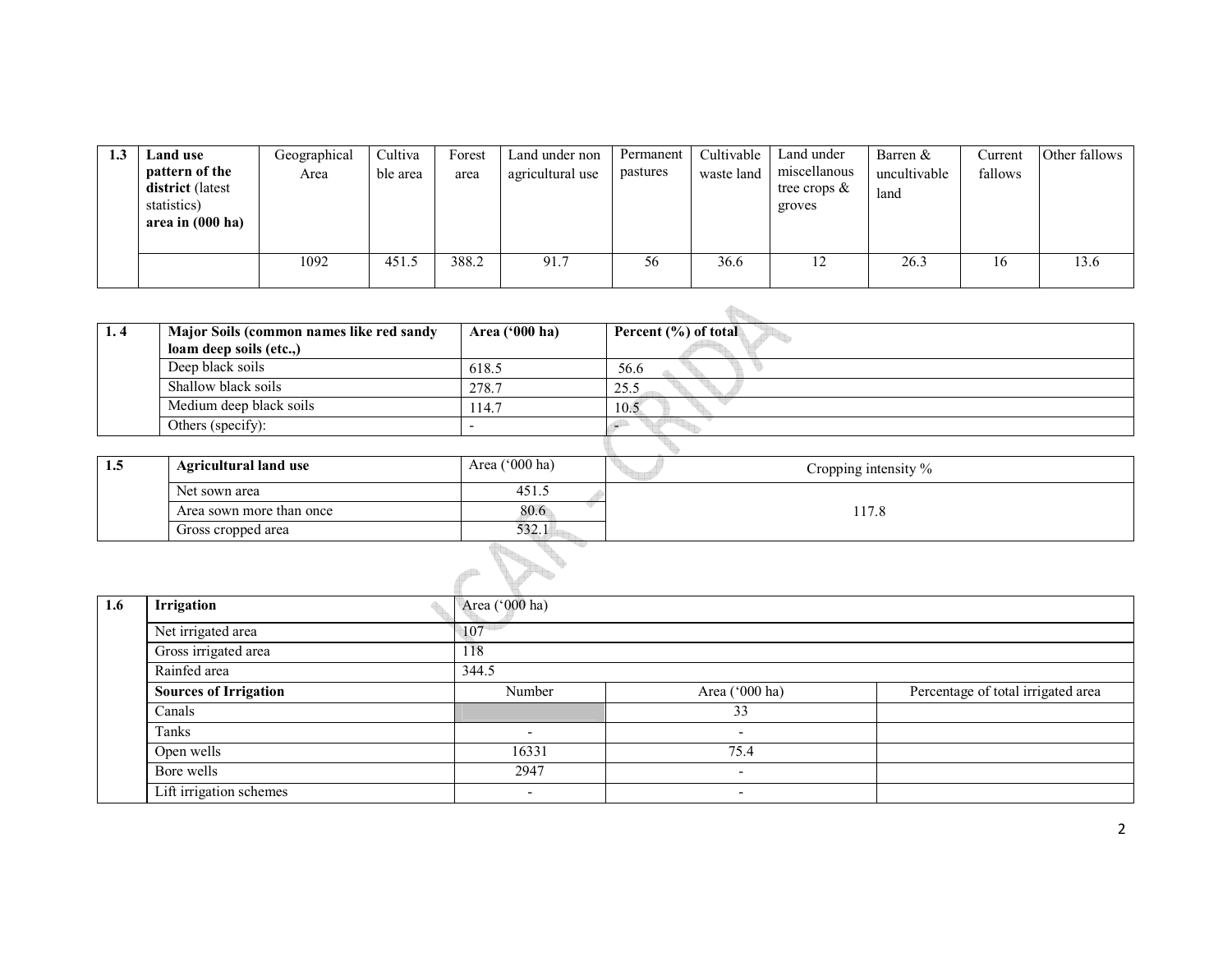| 1.3 | Land use pattern of the district (latest statistics) area in (000 ha) | Geographical Area | Cultivable area | Forest area | Land under non agricultural use | Permanent pastures | Cultivable waste land | Land under miscellanous tree crops & groves | Barren & uncultivable land | Current fallows | Other fallows |
|---|---|---|---|---|---|---|---|---|---|---|---|
| | | 1092 | 451.5 | 388.2 | 91.7 | 56 | 36.6 | 12 | 26.3 | 16 | 13.6 |

| 1. 4 | Major Soils (common names like red sandy loam deep soils (etc.,) | Area ('000 ha) | Percent (%) of total |
|---|---|---|---|
| | Deep black soils | 618.5 | 56.6 |
| | Shallow black soils | 278.7 | 25.5 |
| | Medium deep black soils | 114.7 | 10.5 |
| | Others (specify): | - | - |

| 1.5 | Agricultural land use | Area ('000 ha) | Cropping intensity % |
|---|---|---|---|
| | Net sown area | 451.5 | 117.8 |
| | Area sown more than once | 80.6 | |
| | Gross cropped area | 532.1 | |

| 1.6 | Irrigation | Area ('000 ha) | | |
|---|---|---|---|---|
| | Net irrigated area | 107 | | |
| | Gross irrigated area | 118 | | |
| | Rainfed area | 344.5 | | |
| | **Sources of Irrigation** | Number | Area ('000 ha) | Percentage of total irrigated area |
| | Canals | | 33 | |
| | Tanks | - | - | |
| | Open wells | 16331 | 75.4 | |
| | Bore wells | 2947 | - | |
| | Lift irrigation schemes | - | - | |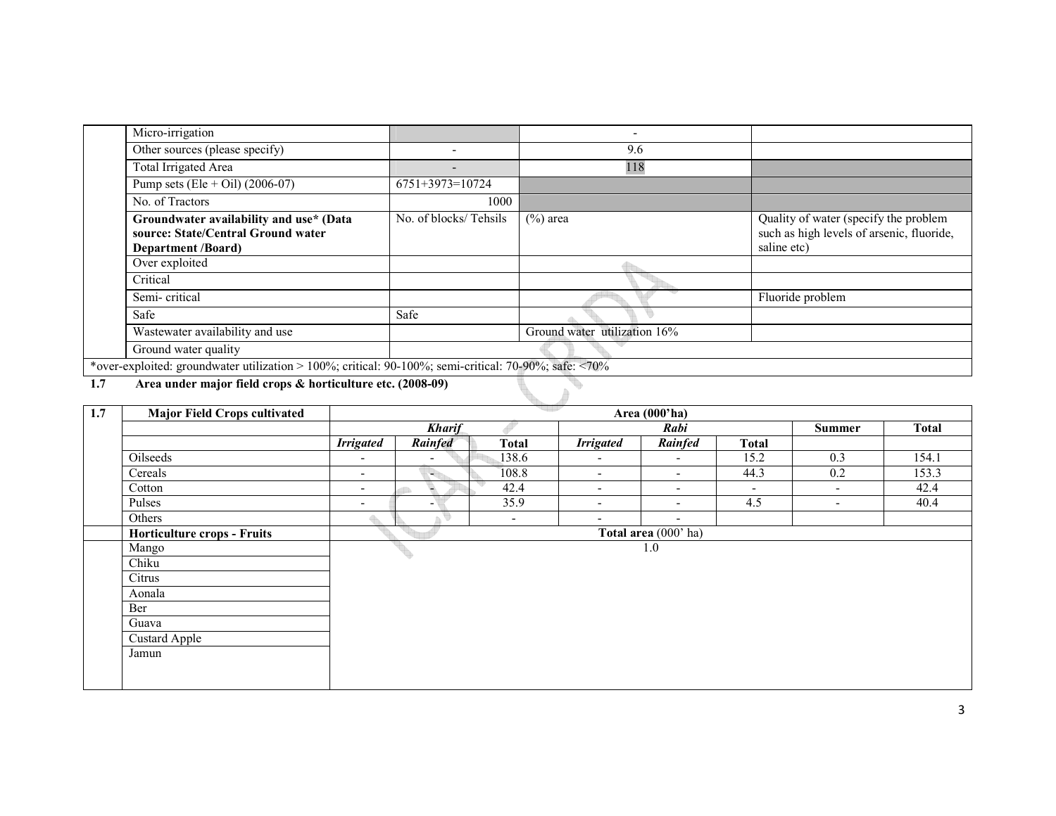| | | | | |
|---|---|---|---|---|
| | Micro-irrigation | | - | |
| | Other sources (please specify) | - | 9.6 | |
| | Total Irrigated Area | - | 118 | |
| | Pump sets (Ele + Oil) (2006-07) | 6751+3973=10724 | | |
| | No. of Tractors | 1000 | | |
| | **Groundwater availability and use* (Data source: State/Central Ground water Department /Board)** | No. of blocks/ Tehsils | (%) area | Quality of water (specify the problem such as high levels of arsenic, fluoride, saline etc) |
| | Over exploited | | | |
| | Critical | | | |
| | Semi- critical | | | Fluoride problem |
| | Safe | Safe | | |
| | Wastewater availability and use | | Ground water utilization 16% | |
| | Ground water quality | | | |
| *over-exploited: groundwater utilization > 100%; critical: 90-100%; semi-critical: 70-90%; safe: <70% | | | | |

**1.7 Area under major field crops & horticulture etc. (2008-09)**

| 1.7 | Major Field Crops cultivated | Area (000'ha) | | | | | | | |
|---|---|---|---|---|---|---|---|---|---|
| | | *Kharif* | | | *Rabi* | | | Summer | Total |
| | | *Irrigated* | *Rainfed* | Total | *Irrigated* | *Rainfed* | Total | | |
| | Oilseeds | - | - | 138.6 | - | - | 15.2 | 0.3 | 154.1 |
| | Cereals | - | - | 108.8 | - | - | 44.3 | 0.2 | 153.3 |
| | Cotton | - | - | 42.4 | - | - | - | - | 42.4 |
| | Pulses | - | - | 35.9 | - | - | 4.5 | - | 40.4 |
| | Others | | | - | - | - | | | |
| | **Horticulture crops - Fruits** | **Total area** (000' ha) | | | | | | | |
| | Mango | 1.0 | | | | | | | |
| | Chiku | | | | | | | | |
| | Citrus | | | | | | | | |
| | Aonala | | | | | | | | |
| | Ber | | | | | | | | |
| | Guava | | | | | | | | |
| | Custard Apple | | | | | | | | |
| | Jamun | | | | | | | | |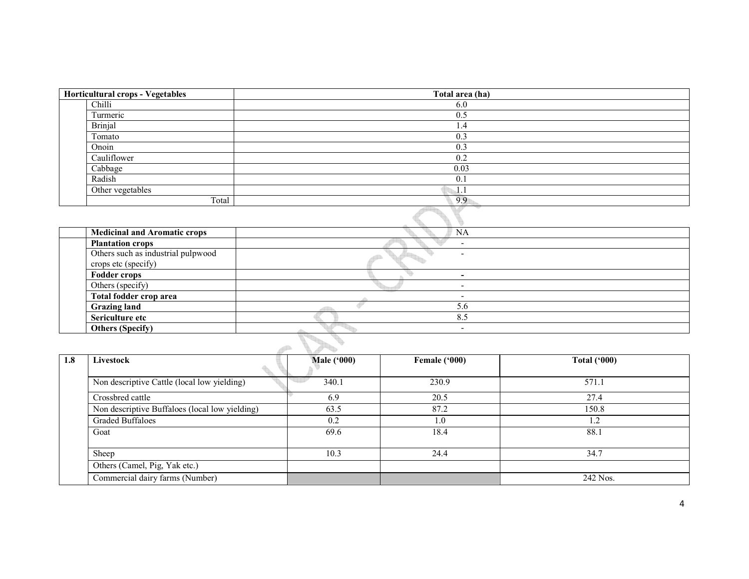| Horticultural crops - Vegetables | | Total area (ha) |
|---|---|---|
| | Chilli | 6.0 |
| | Turmeric | 0.5 |
| | Brinjal | 1.4 |
| | Tomato | 0.3 |
| | Onoin | 0.3 |
| | Cauliflower | 0.2 |
| | Cabbage | 0.03 |
| | Radish | 0.1 |
| | Other vegetables | 1.1 |
| | Total | 9.9 |

| | | |
|---|---|---|
| | **Medicinal and Aromatic crops** | NA |
| | **Plantation crops** | - |
| | Others such as industrial pulpwood crops etc (specify) | - |
| | **Fodder crops** | - |
| | Others (specify) | - |
| | **Total fodder crop area** | - |
| | **Grazing land** | 5.6 |
| | **Sericulture etc** | 8.5 |
| | **Others (Specify)** | - |

| 1.8 | Livestock | Male ('000) | Female ('000) | Total ('000) |
|---|---|---|---|---|
| | Non descriptive Cattle (local low yielding) | 340.1 | 230.9 | 571.1 |
| | Crossbred cattle | 6.9 | 20.5 | 27.4 |
| | Non descriptive Buffaloes (local low yielding) | 63.5 | 87.2 | 150.8 |
| | Graded Buffaloes | 0.2 | 1.0 | 1.2 |
| | Goat | 69.6 | 18.4 | 88.1 |
| | Sheep | 10.3 | 24.4 | 34.7 |
| | Others (Camel, Pig, Yak etc.) | | | |
| | Commercial dairy farms (Number) | | | 242 Nos. |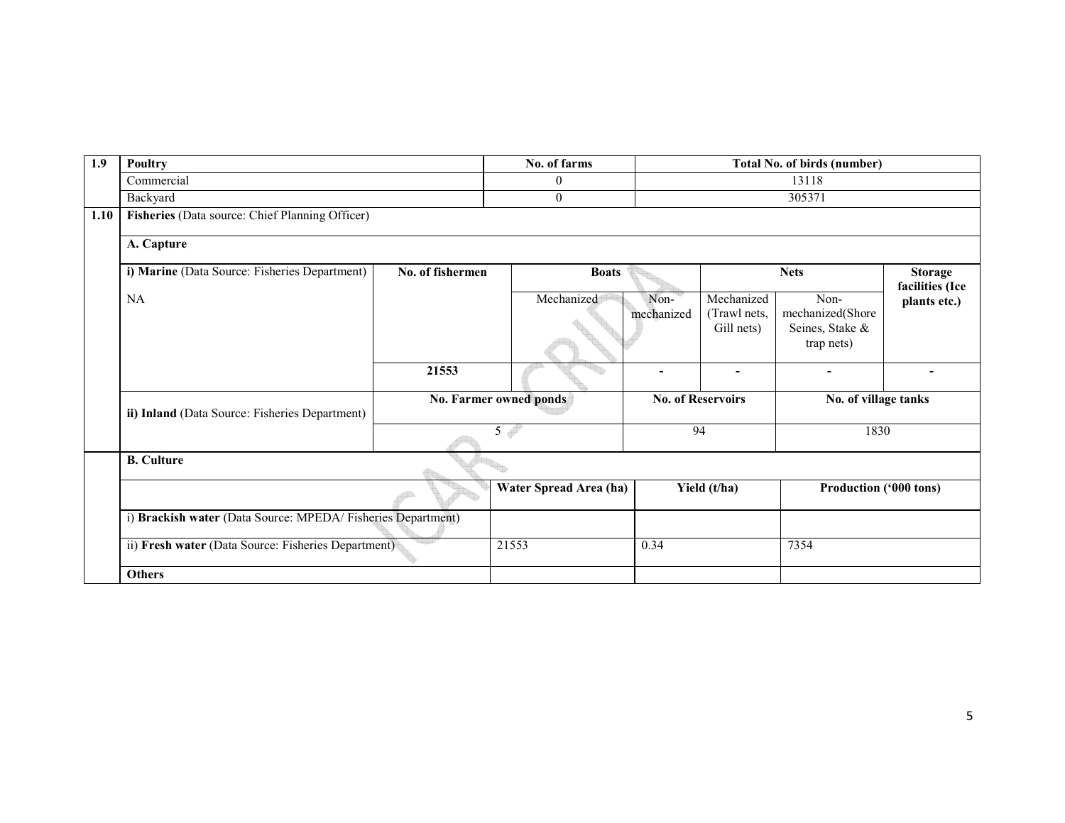| 1.9 | Poultry | No. of farms | Total No. of birds (number) |
|---|---|---|---|
| | Commercial | 0 | 13118 |
| | Backyard | 0 | 305371 |

**1.10 Fisheries** (Data source: Chief Planning Officer)

**A. Capture**

| i) **Marine** (Data Source: Fisheries Department) | No. of fishermen | Boats | | Nets | | Storage facilities (Ice plants etc.) |
|---|---|---|---|---|---|---|
| NA | | Mechanized | Non-mechanized | Mechanized (Trawl nets, Gill nets) | Non-mechanized(Shore Seines, Stake & trap nets) | |
| | **21553** | | - | - | - | - |

| ii) **Inland** (Data Source: Fisheries Department) | No. Farmer owned ponds | No. of Reservoirs | No. of village tanks |
|---|---|---|---|
| | 5 | 94 | 1830 |

**B. Culture**

| | Water Spread Area (ha) | Yield (t/ha) | Production ('000 tons) |
|---|---|---|---|
| i) **Brackish water** (Data Source: MPEDA/ Fisheries Department) | | | |
| ii) **Fresh water** (Data Source: Fisheries Department) | 21553 | 0.34 | 7354 |
| **Others** | | | |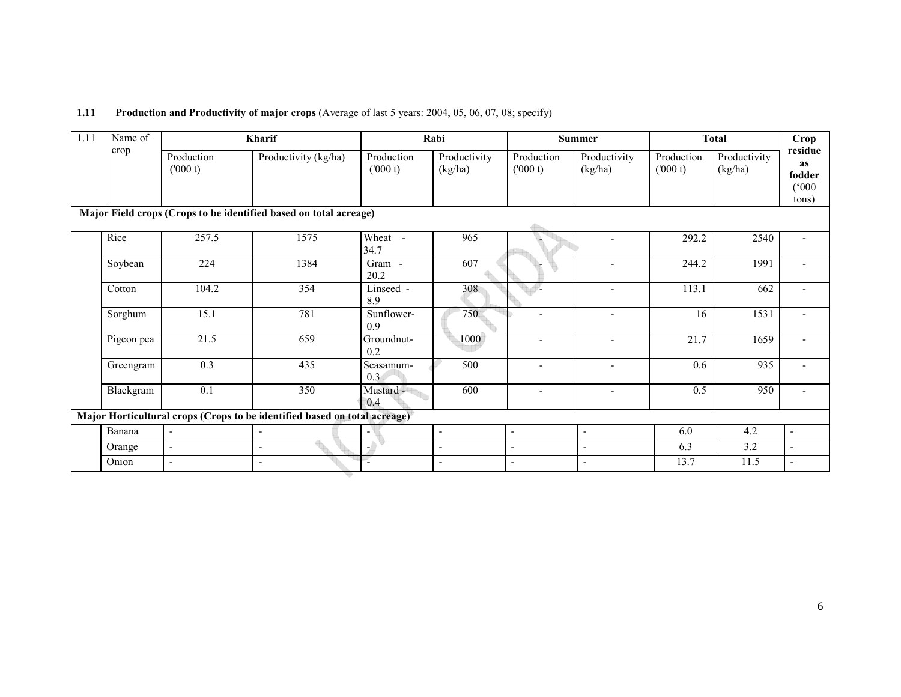**1.11 Production and Productivity of major crops** (Average of last 5 years: 2004, 05, 06, 07, 08; specify)

| 1.11 | Name of crop | Kharif | | Rabi | | Summer | | Total | | Crop residue as fodder ('000 tons) |
|---|---|---|---|---|---|---|---|---|---|---|
| | | Production ('000 t) | Productivity (kg/ha) | Production ('000 t) | Productivity (kg/ha) | Production ('000 t) | Productivity (kg/ha) | Production ('000 t) | Productivity (kg/ha) | |
| **Major Field crops (Crops to be identified based on total acreage)** | | | | | | | | | | |
| | Rice | 257.5 | 1575 | Wheat - 34.7 | 965 | - | - | 292.2 | 2540 | - |
| | Soybean | 224 | 1384 | Gram - 20.2 | 607 | - | - | 244.2 | 1991 | - |
| | Cotton | 104.2 | 354 | Linseed - 8.9 | 308 | - | - | 113.1 | 662 | - |
| | Sorghum | 15.1 | 781 | Sunflower- 0.9 | 750 | - | - | 16 | 1531 | - |
| | Pigeon pea | 21.5 | 659 | Groundnut- 0.2 | 1000 | - | - | 21.7 | 1659 | - |
| | Greengram | 0.3 | 435 | Seasamum- 0.3 | 500 | - | - | 0.6 | 935 | - |
| | Blackgram | 0.1 | 350 | Mustard - 0.4 | 600 | - | - | 0.5 | 950 | - |
| **Major Horticultural crops (Crops to be identified based on total acreage)** | | | | | | | | | | |
| | Banana | - | - | - | - | - | - | 6.0 | 4.2 | - |
| | Orange | - | - | - | - | - | - | 6.3 | 3.2 | - |
| | Onion | - | - | - | - | - | - | 13.7 | 11.5 | - |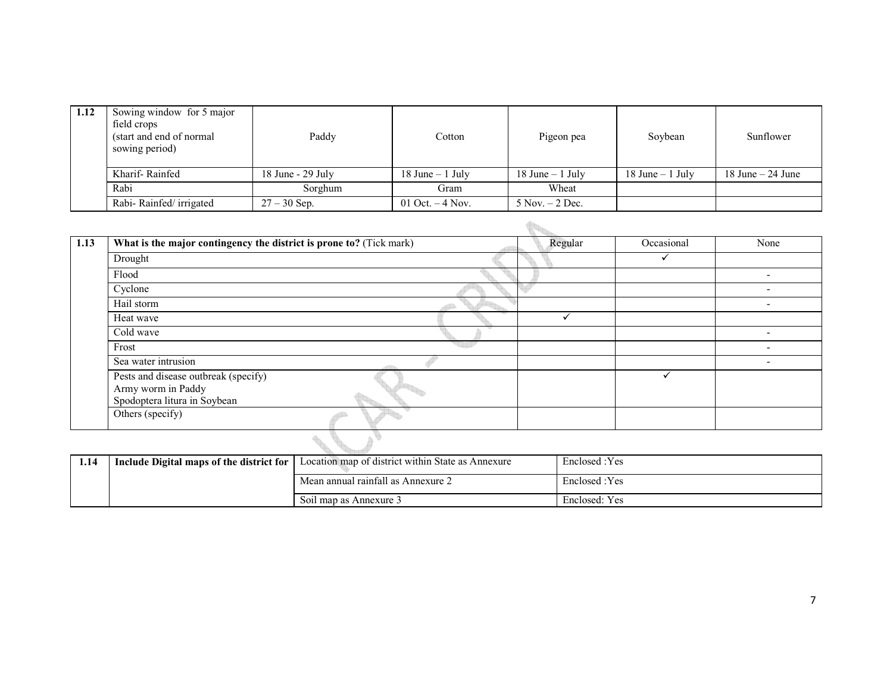| 1.12 | Sowing window for 5 major field crops (start and end of normal sowing period) | Paddy | Cotton | Pigeon pea | Soybean | Sunflower |
|---|---|---|---|---|---|---|
| | Kharif- Rainfed | 18 June - 29 July | 18 June – 1 July | 18 June – 1 July | 18 June – 1 July | 18 June – 24 June |
| | Rabi | Sorghum | Gram | Wheat | | |
| | Rabi- Rainfed/ irrigated | 27 – 30 Sep. | 01 Oct. – 4 Nov. | 5 Nov. – 2 Dec. | | |

| 1.13 | **What is the major contingency the district is prone to?** (Tick mark) | Regular | Occasional | None |
|---|---|---|---|---|
| | Drought | | ✓ | |
| | Flood | | | - |
| | Cyclone | | | - |
| | Hail storm | | | - |
| | Heat wave | ✓ | | |
| | Cold wave | | | - |
| | Frost | | | - |
| | Sea water intrusion | | | - |
| | Pests and disease outbreak (specify) Army worm in Paddy Spodoptera litura in Soybean | | ✓ | |
| | Others (specify) | | | |

| 1.14 | **Include Digital maps of the district for** | Location map of district within State as Annexure | Enclosed :Yes |
|---|---|---|---|
| | | Mean annual rainfall as Annexure 2 | Enclosed :Yes |
| | | Soil map as Annexure 3 | Enclosed: Yes |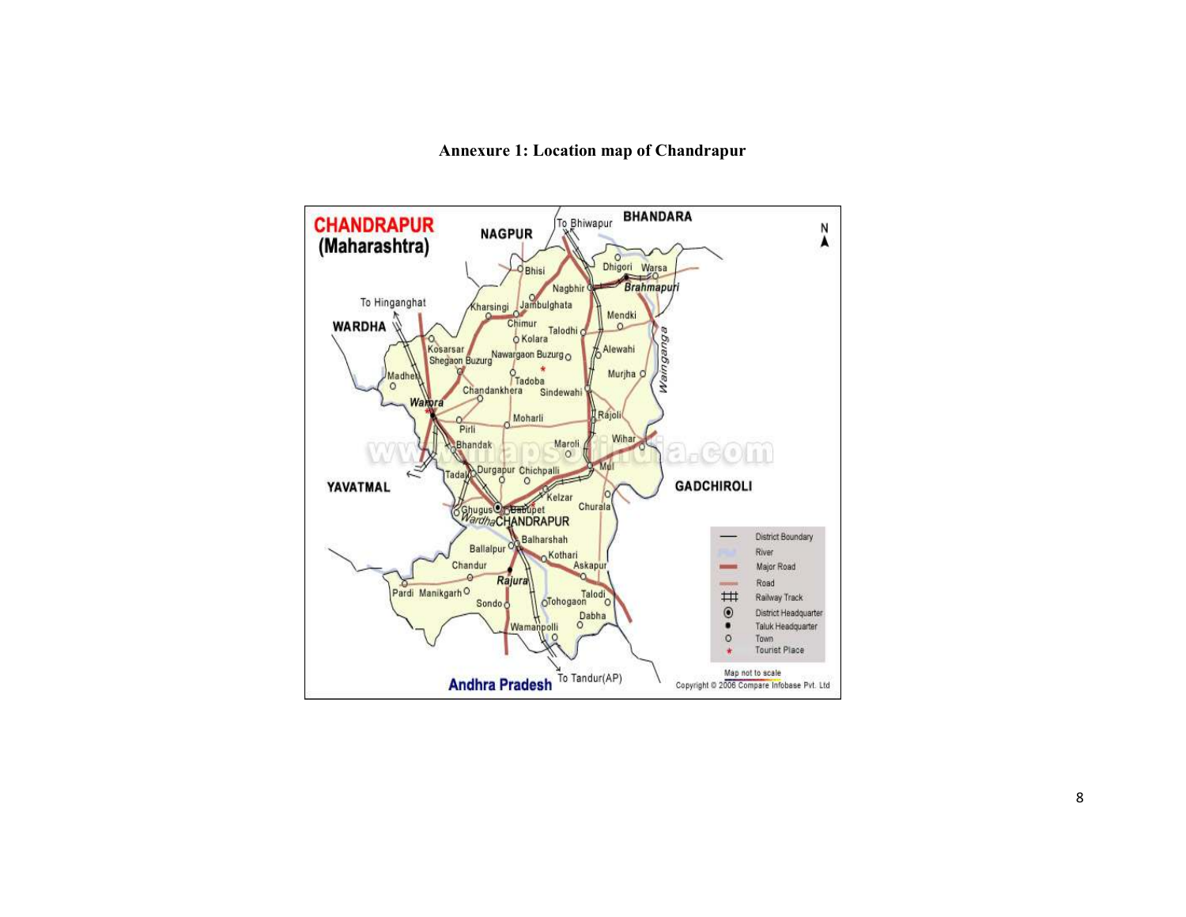**Annexure 1: Location map of Chandrapur**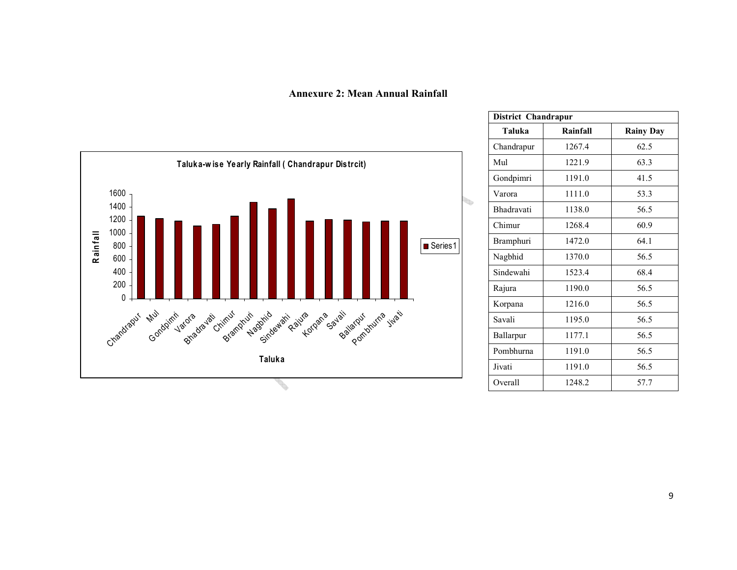## Annexure 2: Mean Annual Rainfall

| District Chandrapur | | |
|---|---|---|
| **Taluka** | **Rainfall** | **Rainy Day** |
| Chandrapur | 1267.4 | 62.5 |
| Mul | 1221.9 | 63.3 |
| Gondpimri | 1191.0 | 41.5 |
| Varora | 1111.0 | 53.3 |
| Bhadravati | 1138.0 | 56.5 |
| Chimur | 1268.4 | 60.9 |
| Bramphuri | 1472.0 | 64.1 |
| Nagbhid | 1370.0 | 56.5 |
| Sindewahi | 1523.4 | 68.4 |
| Rajura | 1190.0 | 56.5 |
| Korpana | 1216.0 | 56.5 |
| Savali | 1195.0 | 56.5 |
| Ballarpur | 1177.1 | 56.5 |
| Pombhurna | 1191.0 | 56.5 |
| Jivati | 1191.0 | 56.5 |
| Overall | 1248.2 | 57.7 |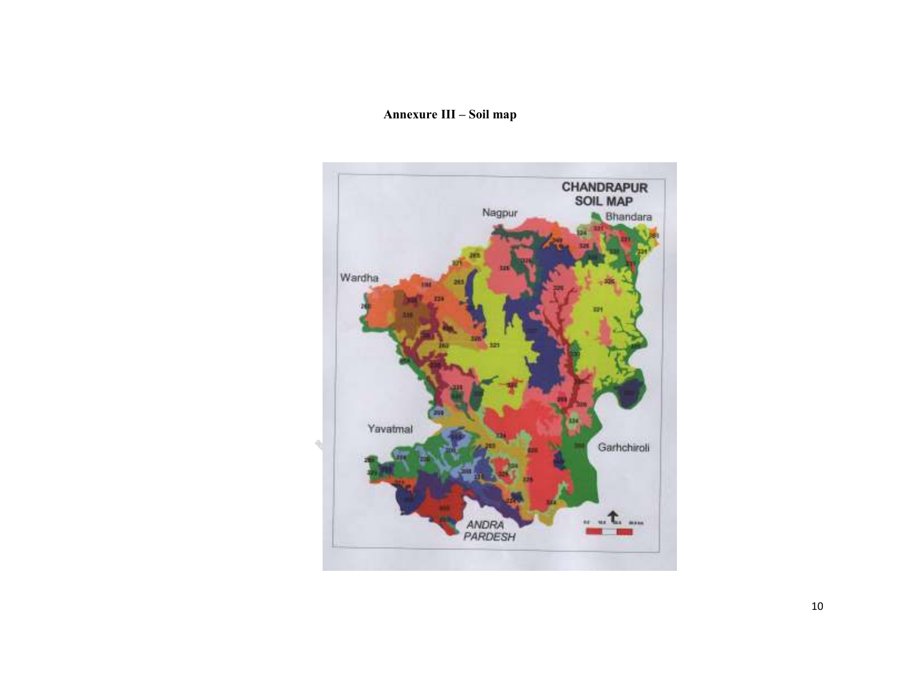**Annexure III – Soil map**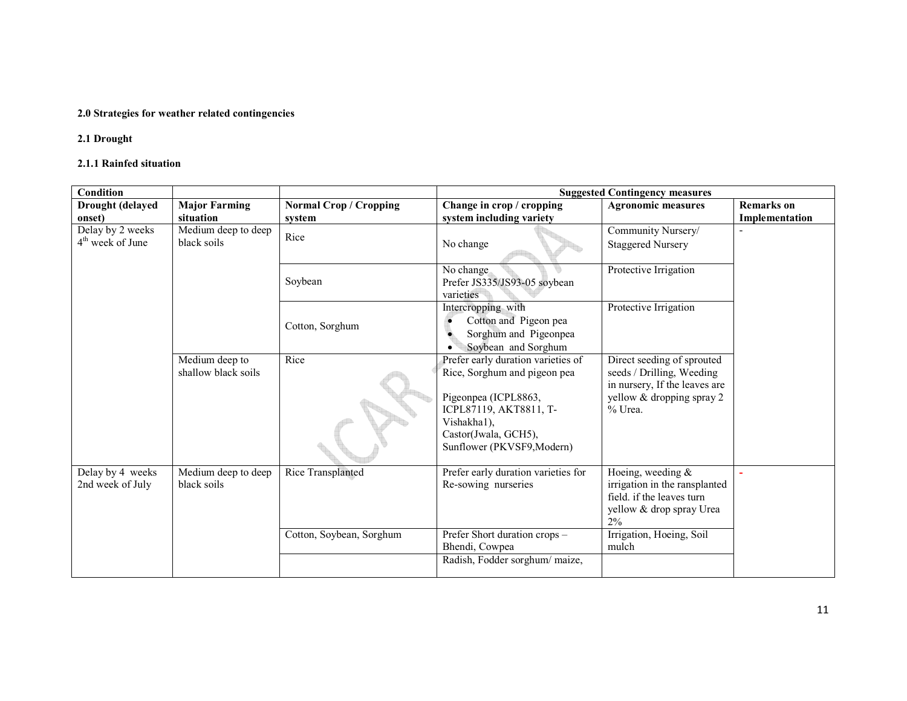**2.0 Strategies for weather related contingencies**

**2.1 Drought**

**2.1.1 Rainfed situation**

| Condition | | | Suggested Contingency measures | | |
|---|---|---|---|---|---|
| **Drought (delayed onset)** | **Major Farming situation** | **Normal Crop / Cropping system** | **Change in crop / cropping system including variety** | **Agronomic measures** | **Remarks on Implementation** |
| Delay by 2 weeks 4th week of June | Medium deep to deep black soils | Rice | No change | Community Nursery/ Staggered Nursery | - |
| | | Soybean | No change Prefer JS335/JS93-05 soybean varieties | Protective Irrigation | |
| | | Cotton, Sorghum | Intercropping with • Cotton and Pigeon pea • Sorghum and Pigeonpea • Soybean and Sorghum | Protective Irrigation | |
| | Medium deep to shallow black soils | Rice | Prefer early duration varieties of Rice, Sorghum and pigeon pea<br><br>Pigeonpea (ICPL8863, ICPL87119, AKT8811, T-Vishakha1), Castor(Jwala, GCH5), Sunflower (PKVSF9,Modern) | Direct seeding of sprouted seeds / Drilling, Weeding in nursery, If the leaves are yellow & dropping spray 2 % Urea. | |
| Delay by 4 weeks 2nd week of July | Medium deep to deep black soils | Rice Transplanted | Prefer early duration varieties for Re-sowing nurseries | Hoeing, weeding & irrigation in the ransplanted field. if the leaves turn yellow & drop spray Urea 2% | - |
| | | Cotton, Soybean, Sorghum | Prefer Short duration crops – Bhendi, Cowpea | Irrigation, Hoeing, Soil mulch | |
| | | | Radish, Fodder sorghum/ maize, | | |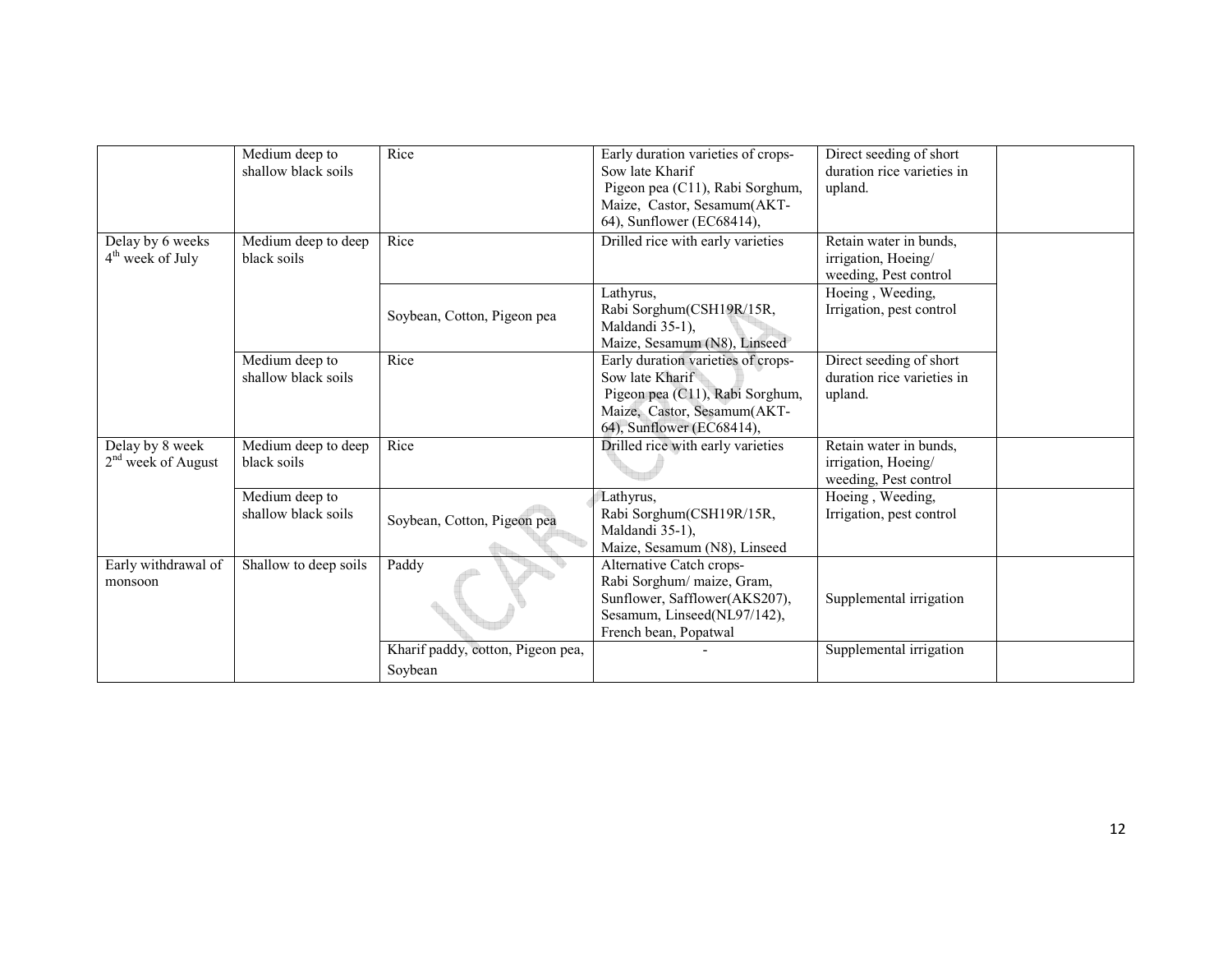| | | | | | |
|---|---|---|---|---|---|
| | Medium deep to shallow black soils | Rice | Early duration varieties of crops-Sow late Kharif Pigeon pea (C11), Rabi Sorghum, Maize, Castor, Sesamum(AKT-64), Sunflower (EC68414), | Direct seeding of short duration rice varieties in upland. | |
| Delay by 6 weeks 4[th] week of July | Medium deep to deep black soils | Rice | Drilled rice with early varieties | Retain water in bunds, irrigation, Hoeing/ weeding, Pest control | |
| | | Soybean, Cotton, Pigeon pea | Lathyrus, Rabi Sorghum(CSH19R/15R, Maldandi 35-1), Maize, Sesamum (N8), Linseed | Hoeing , Weeding, Irrigation, pest control | |
| | Medium deep to shallow black soils | Rice | Early duration varieties of crops-Sow late Kharif Pigeon pea (C11), Rabi Sorghum, Maize, Castor, Sesamum(AKT-64), Sunflower (EC68414), | Direct seeding of short duration rice varieties in upland. | |
| Delay by 8 week 2[nd] week of August | Medium deep to deep black soils | Rice | Drilled rice with early varieties | Retain water in bunds, irrigation, Hoeing/ weeding, Pest control | |
| | Medium deep to shallow black soils | Soybean, Cotton, Pigeon pea | Lathyrus, Rabi Sorghum(CSH19R/15R, Maldandi 35-1), Maize, Sesamum (N8), Linseed | Hoeing , Weeding, Irrigation, pest control | |
| Early withdrawal of monsoon | Shallow to deep soils | Paddy | Alternative Catch crops- Rabi Sorghum/ maize, Gram, Sunflower, Safflower(AKS207), Sesamum, Linseed(NL97/142), French bean, Popatwal | Supplemental irrigation | |
| | | Kharif paddy, cotton, Pigeon pea, Soybean | - | Supplemental irrigation | |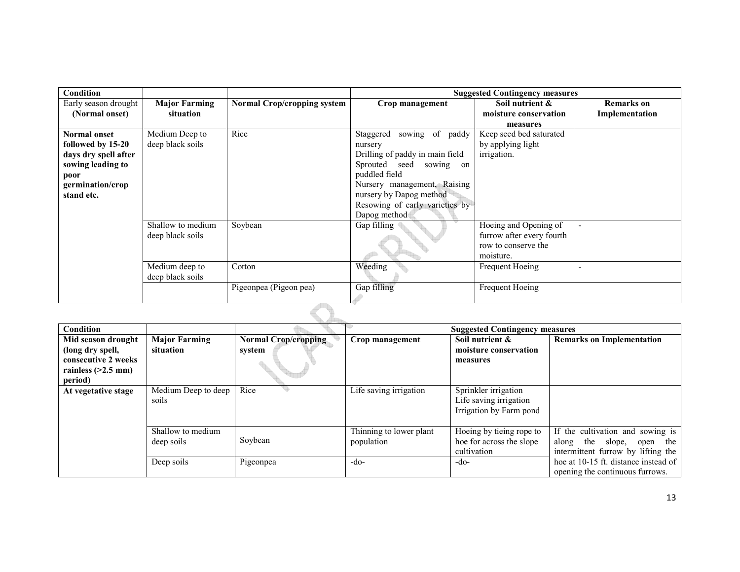| Condition | | | Suggested Contingency measures | | |
|---|---|---|---|---|---|
| Early season drought (Normal onset) | **Major Farming situation** | **Normal Crop/cropping system** | **Crop management** | **Soil nutrient & moisture conservation measures** | **Remarks on Implementation** |
| **Normal onset followed by 15-20 days dry spell after sowing leading to poor germination/crop stand etc.** | Medium Deep to deep black soils | Rice | Staggered sowing of paddy nursery<br>Drilling of paddy in main field<br>Sprouted seed sowing on puddled field<br>Nursery management, Raising nursery by Dapog method<br>Resowing of early varieties by Dapog method | Keep seed bed saturated by applying light irrigation. | |
| | Shallow to medium deep black soils | Soybean | Gap filling | Hoeing and Opening of furrow after every fourth row to conserve the moisture. | - |
| | Medium deep to deep black soils | Cotton | Weeding | Frequent Hoeing | - |
| | | Pigeonpea (Pigeon pea) | Gap filling | Frequent Hoeing | |

| Condition | | Suggested Contingency measures | | | |
|---|---|---|---|---|---|
| **Mid season drought (long dry spell, consecutive 2 weeks rainless (>2.5 mm) period)** | **Major Farming situation** | **Normal Crop/cropping system** | **Crop management** | **Soil nutrient & moisture conservation measures** | **Remarks on Implementation** |
| **At vegetative stage** | Medium Deep to deep soils | Rice | Life saving irrigation | Sprinkler irrigation<br>Life saving irrigation<br>Irrigation by Farm pond | |
| | Shallow to medium deep soils | Soybean | Thinning to lower plant population | Hoeing by tieing rope to hoe for across the slope cultivation | If the cultivation and sowing is along the slope, open the intermittent furrow by lifting the hoe at 10-15 ft. distance instead of opening the continuous furrows. |
| | Deep soils | Pigeonpea | -do- | -do- | |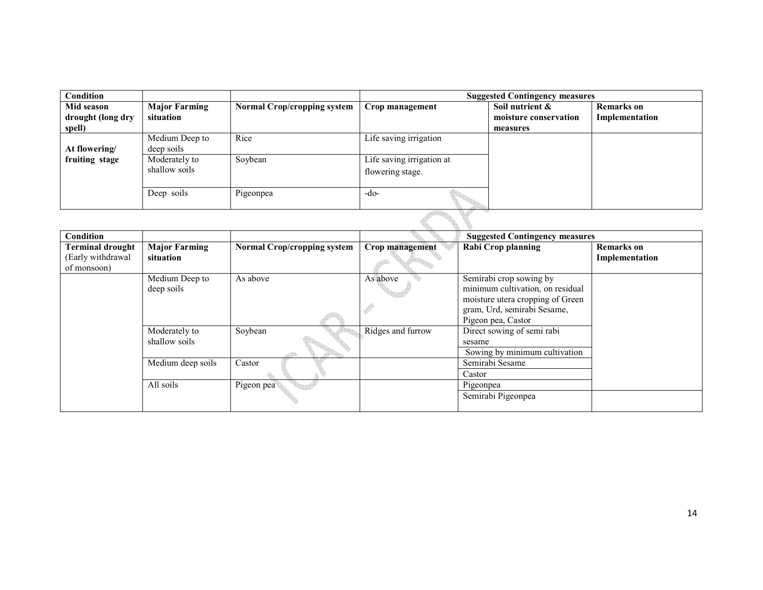| Condition | | | Suggested Contingency measures | | |
|---|---|---|---|---|---|
| **Mid season drought (long dry spell)** | **Major Farming situation** | **Normal Crop/cropping system** | **Crop management** | **Soil nutrient & moisture conservation measures** | **Remarks on Implementation** |
| **At flowering/ fruiting stage** | Medium Deep to deep soils | Rice | Life saving irrigation | | |
| | Moderately to shallow soils | Soybean | Life saving irrigation at flowering stage. | | |
| | Deep soils | Pigeonpea | -do- | | |

| Condition | | | Suggested Contingency measures | | |
|---|---|---|---|---|---|
| **Terminal drought** (Early withdrawal of monsoon) | **Major Farming situation** | **Normal Crop/cropping system** | **Crop management** | **Rabi Crop planning** | **Remarks on Implementation** |
| | Medium Deep to deep soils | As above | As above | Semirabi crop sowing by minimum cultivation, on residual moisture utera cropping of Green gram, Urd, semirabi Sesame, Pigeon pea, Castor | |
| | Moderately to shallow soils | Soybean | Ridges and furrow | Direct sowing of semi rabi sesame | |
| | | | | Sowing by minimum cultivation | |
| | Medium deep soils | Castor | | Semirabi Sesame | |
| | | | | Castor | |
| | All soils | Pigeon pea | | Pigeonpea | |
| | | | | Semirabi Pigeonpea | |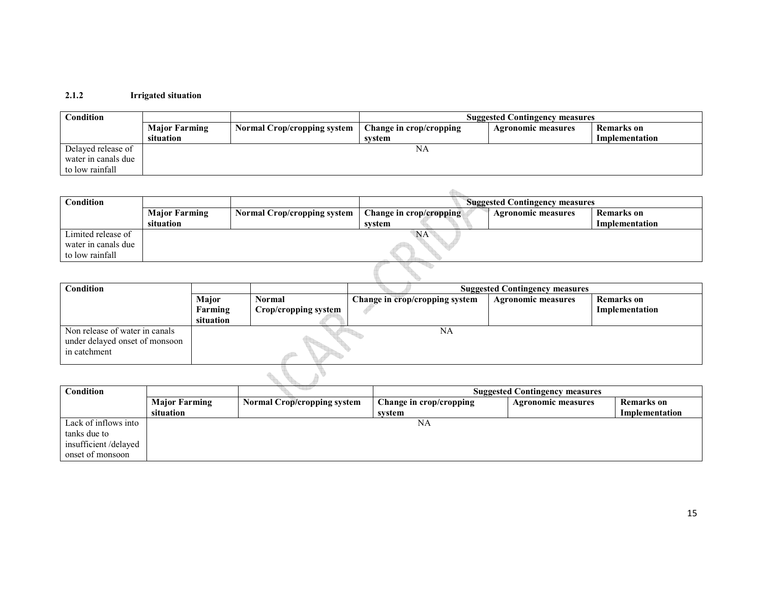### 2.1.2 Irrigated situation

| Condition | | | Suggested Contingency measures | | |
|---|---|---|---|---|---|
| | Major Farming situation | Normal Crop/cropping system | Change in crop/cropping system | Agronomic measures | Remarks on Implementation |
| Delayed release of water in canals due to low rainfall | | | NA | | |

| Condition | | | Suggested Contingency measures | | |
|---|---|---|---|---|---|
| | Major Farming situation | Normal Crop/cropping system | Change in crop/cropping system | Agronomic measures | Remarks on Implementation |
| Limited release of water in canals due to low rainfall | | | NA | | |

| Condition | | | Suggested Contingency measures | | |
|---|---|---|---|---|---|
| | Major Farming situation | Normal Crop/cropping system | Change in crop/cropping system | Agronomic measures | Remarks on Implementation |
| Non release of water in canals under delayed onset of monsoon in catchment | | | NA | | |

| Condition | | | Suggested Contingency measures | | |
|---|---|---|---|---|---|
| | Major Farming situation | Normal Crop/cropping system | Change in crop/cropping system | Agronomic measures | Remarks on Implementation |
| Lack of inflows into tanks due to insufficient /delayed onset of monsoon | | | NA | | |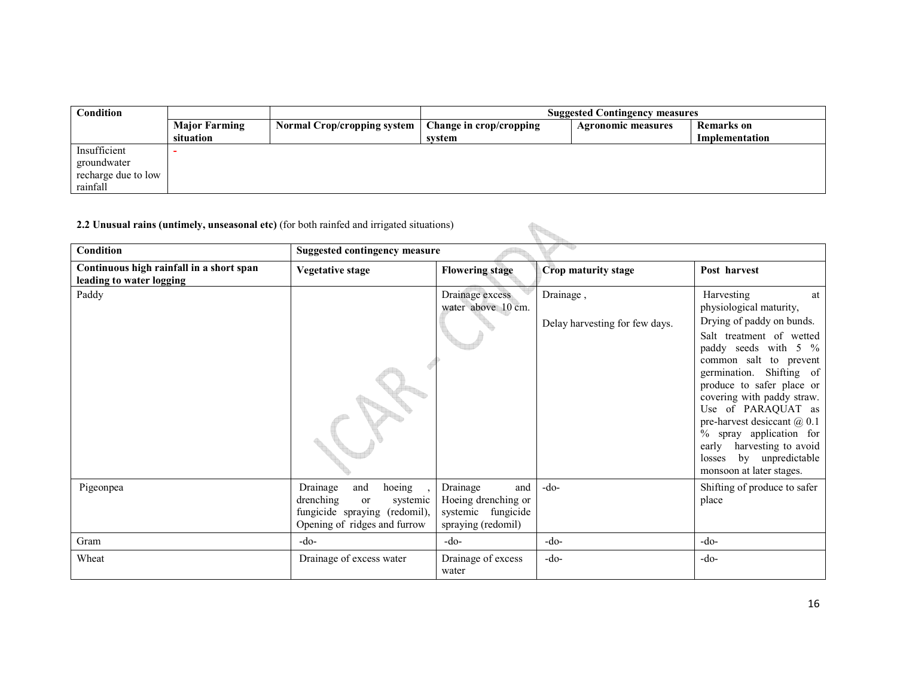| Condition | | | Suggested Contingency measures | | |
|---|---|---|---|---|---|
| | Major Farming situation | Normal Crop/cropping system | Change in crop/cropping system | Agronomic measures | Remarks on Implementation |
| Insufficient groundwater recharge due to low rainfall | - | | | | |

**2.2 Unusual rains (untimely, unseasonal etc)** (for both rainfed and irrigated situations)

| Condition | Suggested contingency measure | | | |
|---|---|---|---|---|
| **Continuous high rainfall in a short span leading to water logging** | **Vegetative stage** | **Flowering stage** | **Crop maturity stage** | **Post harvest** |
| Paddy | | Drainage excess water above 10 cm. | Drainage ,<br><br>Delay harvesting for few days. | Harvesting at physiological maturity,<br>Drying of paddy on bunds.<br>Salt treatment of wetted paddy seeds with 5 % common salt to prevent germination. Shifting of produce to safer place or covering with paddy straw. Use of PARAQUAT as pre-harvest desiccant @ 0.1 % spray application for early harvesting to avoid losses by unpredictable monsoon at later stages. |
| Pigeonpea | Drainage and hoeing , drenching or systemic fungicide spraying (redomil), Opening of ridges and furrow | Drainage and Hoeing drenching or systemic fungicide spraying (redomil) | -do- | Shifting of produce to safer place |
| Gram | -do- | -do- | -do- | -do- |
| Wheat | Drainage of excess water | Drainage of excess water | -do- | -do- |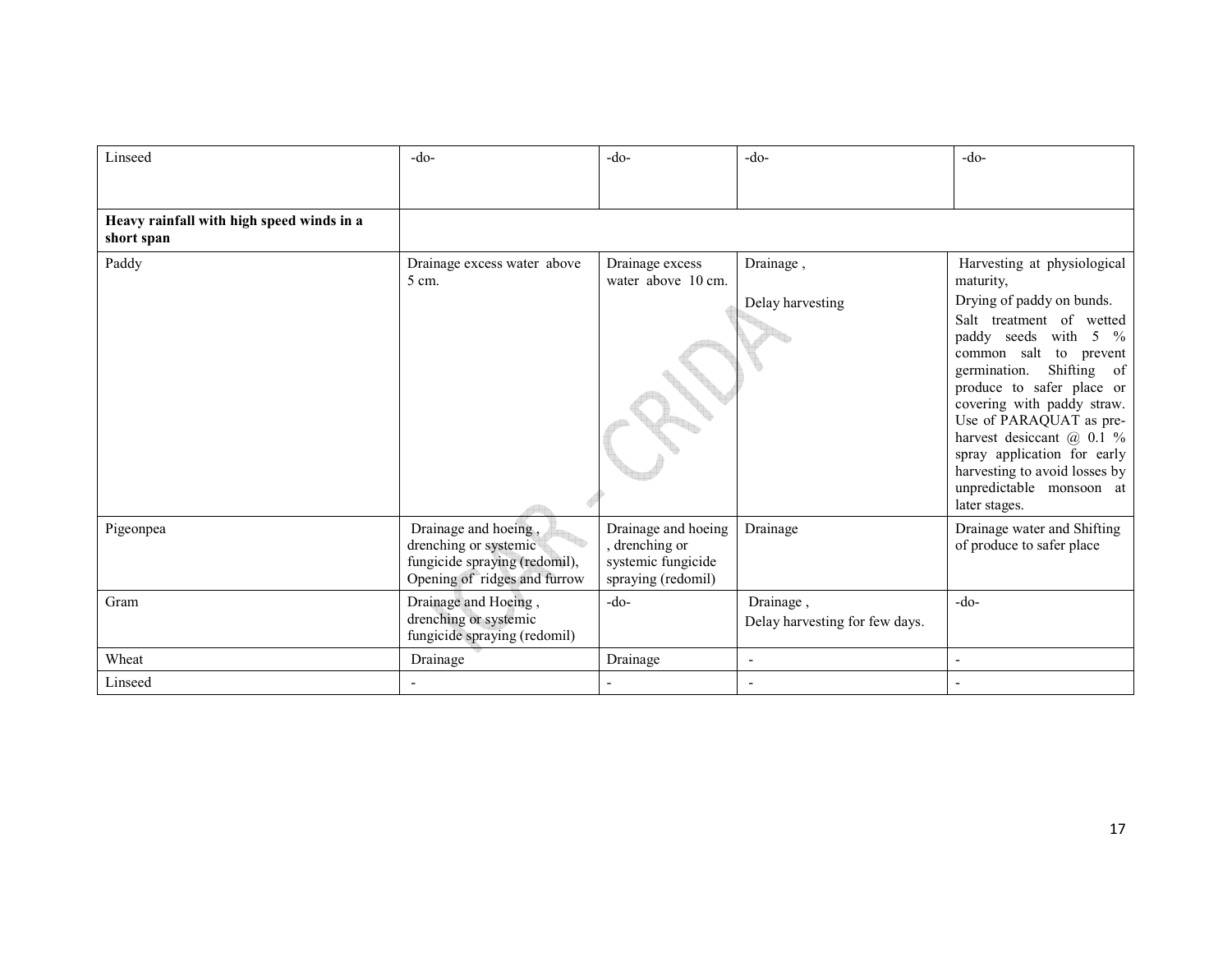| | | | | |
|---|---|---|---|---|
| Linseed | -do- | -do- | -do- | -do- |
| **Heavy rainfall with high speed winds in a short span** | | | | |
| Paddy | Drainage excess water above 5 cm. | Drainage excess water above 10 cm. | Drainage ,<br><br>Delay harvesting | Harvesting at physiological maturity,<br>Drying of paddy on bunds.<br>Salt treatment of wetted paddy seeds with 5 % common salt to prevent germination. Shifting of produce to safer place or covering with paddy straw. Use of PARAQUAT as pre-harvest desiccant @ 0.1 % spray application for early harvesting to avoid losses by unpredictable monsoon at later stages. |
| Pigeonpea | Drainage and hoeing , drenching or systemic fungicide spraying (redomil), Opening of ridges and furrow | Drainage and hoeing , drenching or systemic fungicide spraying (redomil) | Drainage | Drainage water and Shifting of produce to safer place |
| Gram | Drainage and Hoeing , drenching or systemic fungicide spraying (redomil) | -do- | Drainage ,<br>Delay harvesting for few days. | -do- |
| Wheat | Drainage | Drainage | - | - |
| Linseed | - | - | - | - |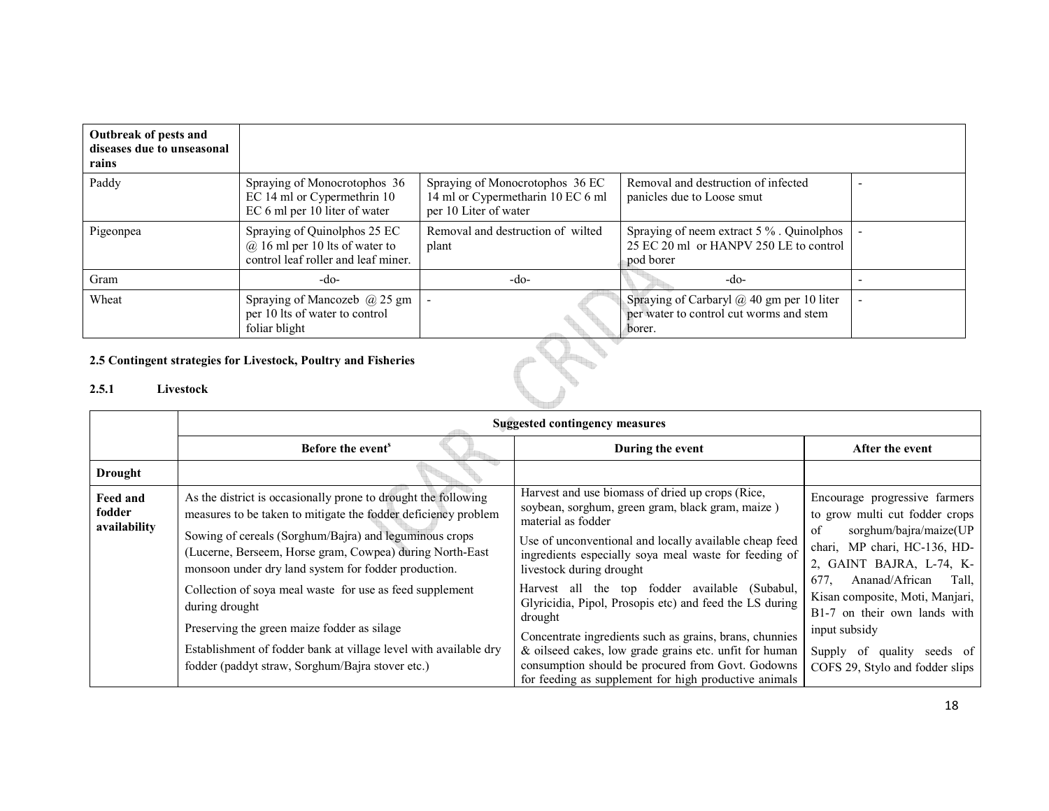| Outbreak of pests and diseases due to unseasonal rains | | | | |
|---|---|---|---|---|
| Paddy | Spraying of Monocrotophos 36 EC 14 ml or Cypermethrin 10 EC 6 ml per 10 liter of water | Spraying of Monocrotophos 36 EC 14 ml or Cypermetharin 10 EC 6 ml per 10 Liter of water | Removal and destruction of infected panicles due to Loose smut | - |
| Pigeonpea | Spraying of Quinolphos 25 EC @ 16 ml per 10 lts of water to control leaf roller and leaf miner. | Removal and destruction of wilted plant | Spraying of neem extract 5 % . Quinolphos 25 EC 20 ml or HANPV 250 LE to control pod borer | - |
| Gram | -do- | -do- | -do- | - |
| Wheat | Spraying of Mancozeb @ 25 gm per 10 lts of water to control foliar blight | - | Spraying of Carbaryl @ 40 gm per 10 liter per water to control cut worms and stem borer. | - |

**2.5 Contingent strategies for Livestock, Poultry and Fisheries**

**2.5.1 Livestock**

| | Suggested contingency measures | | |
|---|---|---|---|
| | **Before the event**[s] | **During the event** | **After the event** |
| **Drought** | | | |
| **Feed and fodder availability** | As the district is occasionally prone to drought the following measures to be taken to mitigate the fodder deficiency problem<br>Sowing of cereals (Sorghum/Bajra) and leguminous crops (Lucerne, Berseem, Horse gram, Cowpea) during North-East monsoon under dry land system for fodder production.<br>Collection of soya meal waste for use as feed supplement during drought<br>Preserving the green maize fodder as silage<br>Establishment of fodder bank at village level with available dry fodder (paddyt straw, Sorghum/Bajra stover etc.) | Harvest and use biomass of dried up crops (Rice, soybean, sorghum, green gram, black gram, maize ) material as fodder<br>Use of unconventional and locally available cheap feed ingredients especially soya meal waste for feeding of livestock during drought<br>Harvest all the top fodder available (Subabul, Glyricidia, Pipol, Prosopis etc) and feed the LS during drought<br>Concentrate ingredients such as grains, brans, chunnies & oilseed cakes, low grade grains etc. unfit for human consumption should be procured from Govt. Godowns for feeding as supplement for high productive animals | Encourage progressive farmers to grow multi cut fodder crops of sorghum/bajra/maize(UP chari, MP chari, HC-136, HD-2, GAINT BAJRA, L-74, K-677, Ananad/African Tall, Kisan composite, Moti, Manjari, B1-7 on their own lands with input subsidy<br>Supply of quality seeds of COFS 29, Stylo and fodder slips |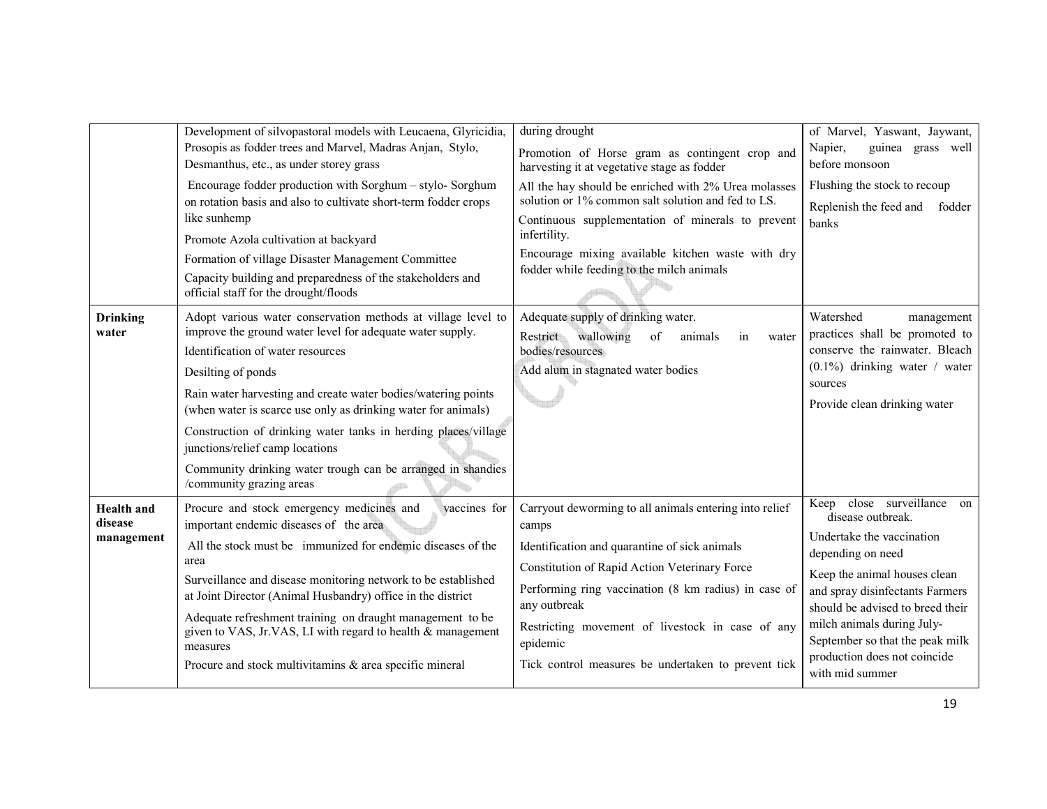| | | | |
|---|---|---|---|
| | Development of silvopastoral models with Leucaena, Glyricidia, Prosopis as fodder trees and Marvel, Madras Anjan, Stylo, Desmanthus, etc., as under storey grass<br>Encourage fodder production with Sorghum – stylo- Sorghum on rotation basis and also to cultivate short-term fodder crops like sunhemp<br>Promote Azola cultivation at backyard<br>Formation of village Disaster Management Committee<br>Capacity building and preparedness of the stakeholders and official staff for the drought/floods | during drought<br>Promotion of Horse gram as contingent crop and harvesting it at vegetative stage as fodder<br>All the hay should be enriched with 2% Urea molasses solution or 1% common salt solution and fed to LS.<br>Continuous supplementation of minerals to prevent infertility.<br>Encourage mixing available kitchen waste with dry fodder while feeding to the milch animals | of Marvel, Yaswant, Jaywant, Napier, guinea grass well before monsoon<br>Flushing the stock to recoup<br>Replenish the feed and fodder banks |
| **Drinking water** | Adopt various water conservation methods at village level to improve the ground water level for adequate water supply.<br>Identification of water resources<br>Desilting of ponds<br>Rain water harvesting and create water bodies/watering points (when water is scarce use only as drinking water for animals)<br>Construction of drinking water tanks in herding places/village junctions/relief camp locations<br>Community drinking water trough can be arranged in shandies /community grazing areas | Adequate supply of drinking water.<br>Restrict wallowing of animals in water bodies/resources<br>Add alum in stagnated water bodies | Watershed management practices shall be promoted to conserve the rainwater. Bleach (0.1%) drinking water / water sources<br>Provide clean drinking water |
| **Health and disease management** | Procure and stock emergency medicines and vaccines for important endemic diseases of the area<br>All the stock must be immunized for endemic diseases of the area<br>Surveillance and disease monitoring network to be established at Joint Director (Animal Husbandry) office in the district<br>Adequate refreshment training on draught management to be given to VAS, Jr.VAS, LI with regard to health & management measures<br>Procure and stock multivitamins & area specific mineral | Carryout deworming to all animals entering into relief camps<br>Identification and quarantine of sick animals<br>Constitution of Rapid Action Veterinary Force<br>Performing ring vaccination (8 km radius) in case of any outbreak<br>Restricting movement of livestock in case of any epidemic<br>Tick control measures be undertaken to prevent tick | Keep close surveillance on disease outbreak.<br>Undertake the vaccination depending on need<br>Keep the animal houses clean and spray disinfectants Farmers should be advised to breed their milch animals during July-September so that the peak milk production does not coincide with mid summer |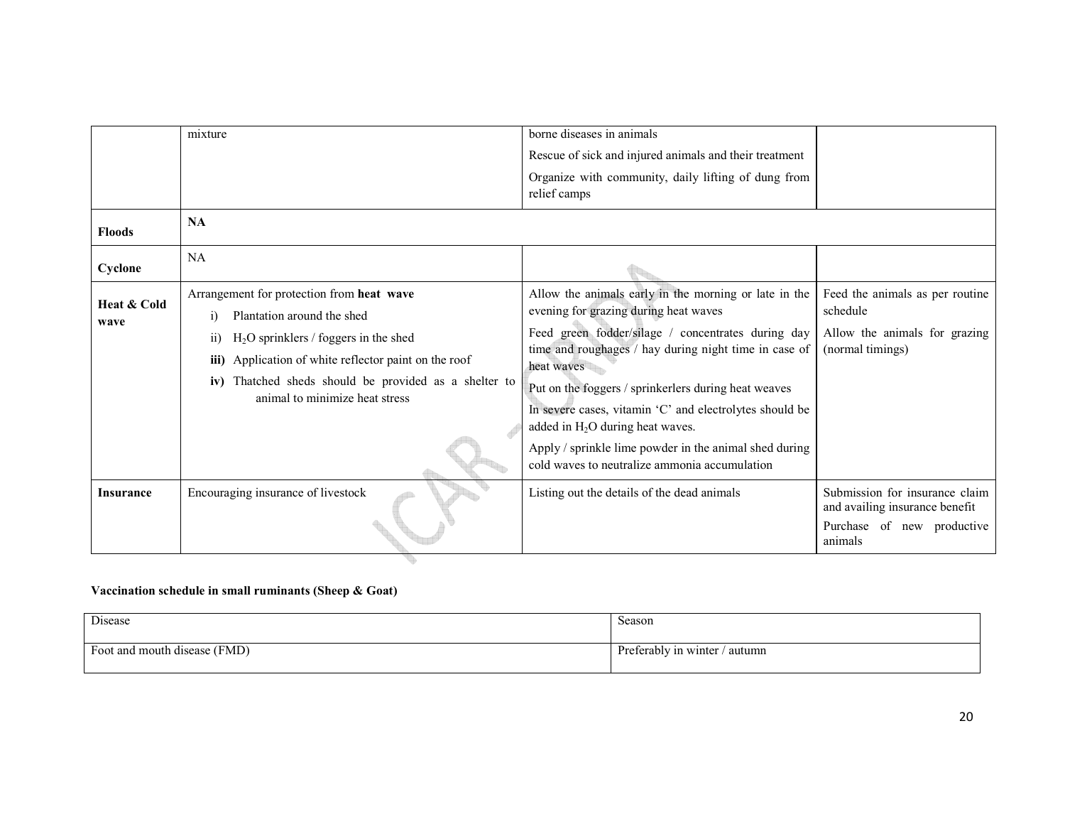| | | | |
|---|---|---|---|
| | mixture | borne diseases in animals<br>Rescue of sick and injured animals and their treatment<br>Organize with community, daily lifting of dung from relief camps | |
| **Floods** | **NA** | | |
| **Cyclone** | NA | | |
| **Heat & Cold wave** | Arrangement for protection from **heat wave**<br>i) Plantation around the shed<br>ii) $H_2O$ sprinklers / foggers in the shed<br>**iii)** Application of white reflector paint on the roof<br>**iv)** Thatched sheds should be provided as a shelter to animal to minimize heat stress | Allow the animals early in the morning or late in the evening for grazing during heat waves<br>Feed green fodder/silage / concentrates during day time and roughages / hay during night time in case of heat waves<br>Put on the foggers / sprinkerlers during heat weaves<br>In severe cases, vitamin 'C' and electrolytes should be added in $H_2O$ during heat waves.<br>Apply / sprinkle lime powder in the animal shed during cold waves to neutralize ammonia accumulation | Feed the animals as per routine schedule<br>Allow the animals for grazing (normal timings) |
| **Insurance** | Encouraging insurance of livestock | Listing out the details of the dead animals | Submission for insurance claim and availing insurance benefit<br>Purchase of new productive animals |

**Vaccination schedule in small ruminants (Sheep & Goat)**

| Disease | Season |
|---|---|
| Foot and mouth disease (FMD) | Preferably in winter / autumn |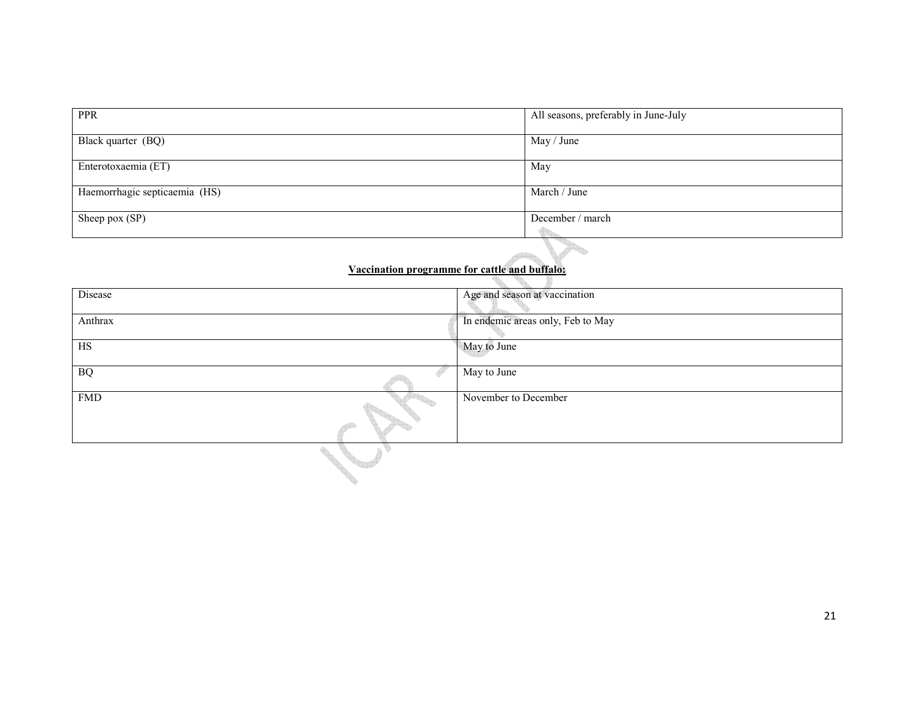| PPR | All seasons, preferably in June-July |
|---|---|
| Black quarter (BQ) | May / June |
| Enterotoxaemia (ET) | May |
| Haemorrhagic septicaemia (HS) | March / June |
| Sheep pox (SP) | December / march |

**Vaccination programme for cattle and buffalo:**

| Disease | Age and season at vaccination |
|---|---|
| Anthrax | In endemic areas only, Feb to May |
| HS | May to June |
| BQ | May to June |
| FMD | November to December |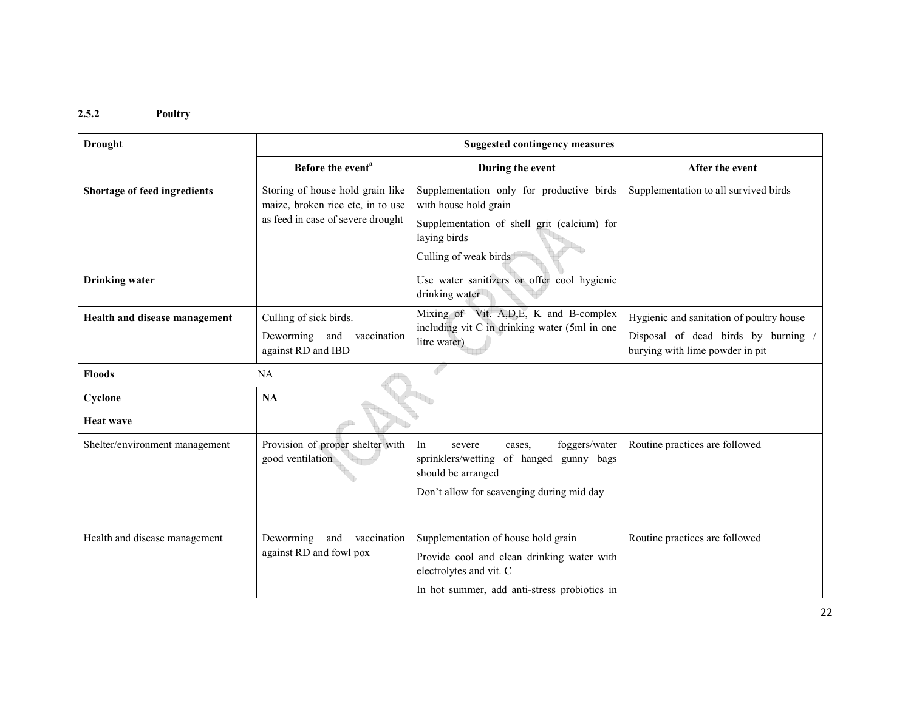### 2.5.2 Poultry

| Drought | Suggested contingency measures | | |
|---|---|---|---|
| | Before the event[a] | During the event | After the event |
| **Shortage of feed ingredients** | Storing of house hold grain like maize, broken rice etc, in to use as feed in case of severe drought | Supplementation only for productive birds with house hold grain<br>Supplementation of shell grit (calcium) for laying birds<br>Culling of weak birds | Supplementation to all survived birds |
| **Drinking water** | | Use water sanitizers or offer cool hygienic drinking water | |
| **Health and disease management** | Culling of sick birds.<br>Deworming and vaccination against RD and IBD | Mixing of Vit. A,D,E, K and B-complex including vit C in drinking water (5ml in one litre water) | Hygienic and sanitation of poultry house<br>Disposal of dead birds by burning / burying with lime powder in pit |
| **Floods** | NA | | |
| **Cyclone** | **NA** | | |
| **Heat wave** | | | |
| Shelter/environment management | Provision of proper shelter with good ventilation | In severe cases, foggers/water sprinklers/wetting of hanged gunny bags should be arranged<br>Don't allow for scavenging during mid day | Routine practices are followed |
| Health and disease management | Deworming and vaccination against RD and fowl pox | Supplementation of house hold grain<br>Provide cool and clean drinking water with electrolytes and vit. C<br>In hot summer, add anti-stress probiotics in | Routine practices are followed |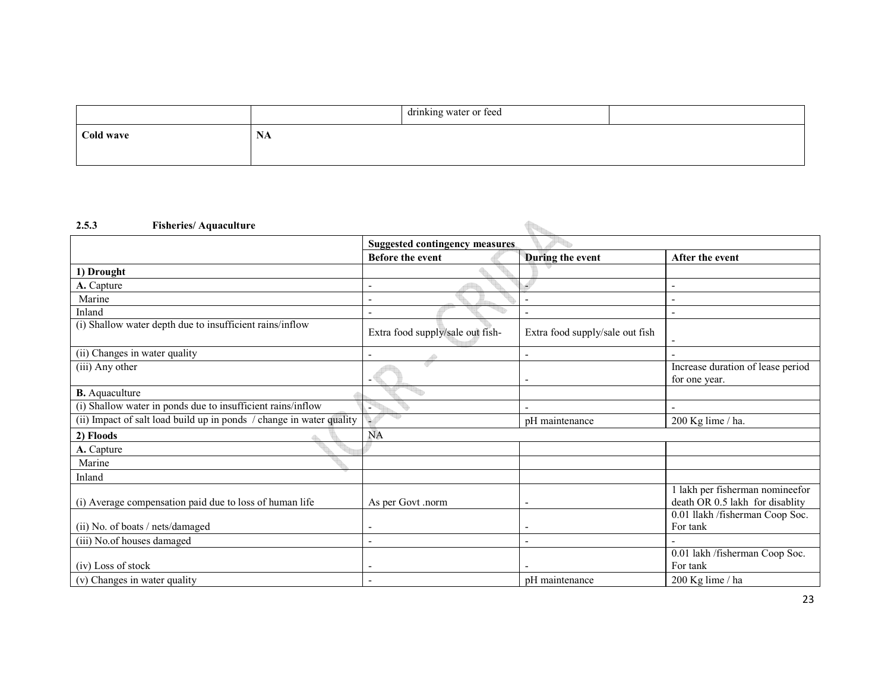| | | drinking water or feed | |
|---|---|---|---|
| **Cold wave** | **NA** | | |

### 2.5.3 Fisheries/ Aquaculture

| | Suggested contingency measures | | |
|---|---|---|---|
| | **Before the event** | **During the event** | **After the event** |
| **1) Drought** | | | |
| **A.** Capture | - | - | - |
| Marine | - | - | - |
| Inland | - | - | - |
| (i) Shallow water depth due to insufficient rains/inflow | Extra food supply/sale out fish- | Extra food supply/sale out fish | - |
| (ii) Changes in water quality | - | - | - |
| (iii) Any other | - | - | Increase duration of lease period for one year. |
| **B.** Aquaculture | | | |
| (i) Shallow water in ponds due to insufficient rains/inflow | - | - | - |
| (ii) Impact of salt load build up in ponds / change in water quality | - | pH maintenance | 200 Kg lime / ha. |
| **2) Floods** | NA | | |
| **A.** Capture | | | |
| Marine | | | |
| Inland | | | |
| (i) Average compensation paid due to loss of human life | As per Govt .norm | - | 1 lakh per fisherman nomineefor death OR 0.5 lakh for disablity |
| (ii) No. of boats / nets/damaged | - | - | 0.01 llakh /fisherman Coop Soc. For tank |
| (iii) No.of houses damaged | - | - | - |
| (iv) Loss of stock | - | - | 0.01 lakh /fisherman Coop Soc. For tank |
| (v) Changes in water quality | - | pH maintenance | 200 Kg lime / ha |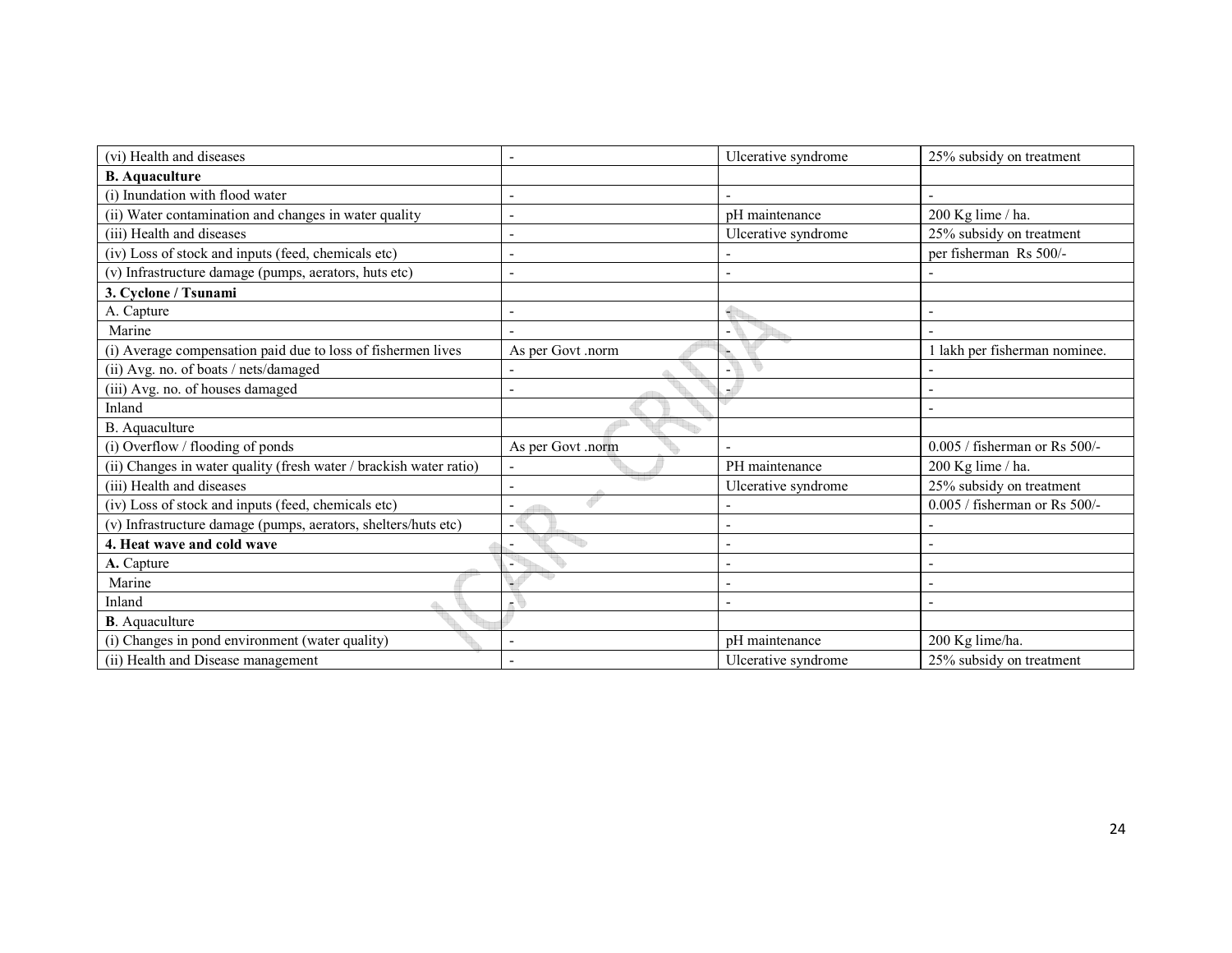| | | | |
|---|---|---|---|
| (vi) Health and diseases | - | Ulcerative syndrome | 25% subsidy on treatment |
| **B. Aquaculture** | | | |
| (i) Inundation with flood water | - | - | - |
| (ii) Water contamination and changes in water quality | - | pH maintenance | 200 Kg lime / ha. |
| (iii) Health and diseases | - | Ulcerative syndrome | 25% subsidy on treatment |
| (iv) Loss of stock and inputs (feed, chemicals etc) | - | - | per fisherman Rs 500/- |
| (v) Infrastructure damage (pumps, aerators, huts etc) | - | - | - |
| **3. Cyclone / Tsunami** | | | |
| A. Capture | - | - | - |
| Marine | - | - | - |
| (i) Average compensation paid due to loss of fishermen lives | As per Govt .norm | - | 1 lakh per fisherman nominee. |
| (ii) Avg. no. of boats / nets/damaged | - | - | - |
| (iii) Avg. no. of houses damaged | - | - | - |
| Inland | | | - |
| B. Aquaculture | | | |
| (i) Overflow / flooding of ponds | As per Govt .norm | - | 0.005 / fisherman or Rs 500/- |
| (ii) Changes in water quality (fresh water / brackish water ratio) | - | PH maintenance | 200 Kg lime / ha. |
| (iii) Health and diseases | - | Ulcerative syndrome | 25% subsidy on treatment |
| (iv) Loss of stock and inputs (feed, chemicals etc) | - | - | 0.005 / fisherman or Rs 500/- |
| (v) Infrastructure damage (pumps, aerators, shelters/huts etc) | - | - | - |
| **4. Heat wave and cold wave** | - | - | - |
| **A.** Capture | - | - | - |
| Marine | | - | - |
| Inland | - | - | - |
| **B**. Aquaculture | | | |
| (i) Changes in pond environment (water quality) | - | pH maintenance | 200 Kg lime/ha. |
| (ii) Health and Disease management | - | Ulcerative syndrome | 25% subsidy on treatment |